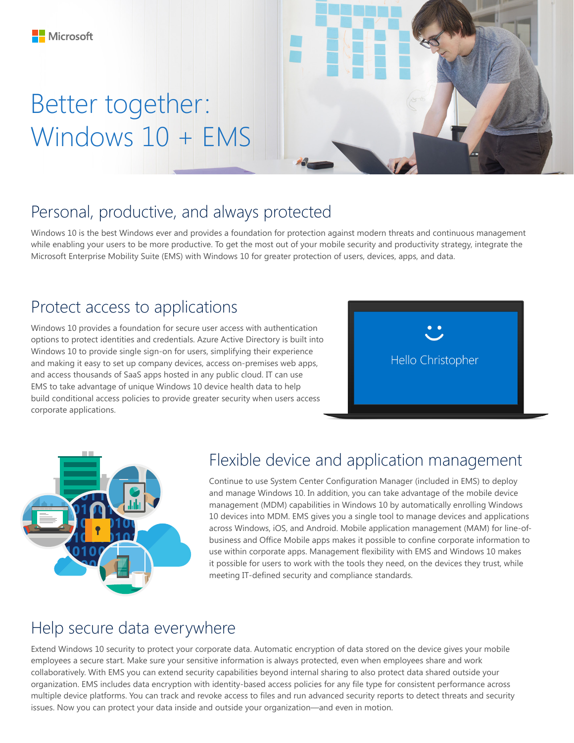Microsoft

# Better together: Windows 10 + EMS

## Personal, productive, and always protected

Windows 10 is the best Windows ever and provides a foundation for protection against modern threats and continuous management while enabling your users to be more productive. To get the most out of your mobile security and productivity strategy, integrate the Microsoft Enterprise Mobility Suite (EMS) with Windows 10 for greater protection of users, devices, apps, and data.

## Protect access to applications

Windows 10 provides a foundation for secure user access with authentication options to protect identities and credentials. Azure Active Directory is built into Windows 10 to provide single sign-on for users, simplifying their experience and making it easy to set up company devices, access on-premises web apps, and access thousands of SaaS apps hosted in any public cloud. IT can use EMS to take advantage of unique Windows 10 device health data to help build conditional access policies to provide greater security when users access corporate applications.

Hello Christopher

## Flexible device and application management

Continue to use System Center Configuration Manager (included in EMS) to deploy and manage Windows 10. In addition, you can take advantage of the mobile device management (MDM) capabilities in Windows 10 by automatically enrolling Windows 10 devices into MDM. EMS gives you a single tool to manage devices and applications across Windows, iOS, and Android. Mobile application management (MAM) for line-of-business and Office Mobile apps makes it possible to confine corporate information to use within corporate apps. Management flexibility with EMS and Windows 10 makes it possible for users to work with the tools they need, on the devices they trust, while meeting IT-defined security and compliance standards.

## Help secure data everywhere

Extend Windows 10 security to protect your corporate data. Automatic encryption of data stored on the device gives your mobile employees a secure start. Make sure your sensitive information is always protected, even when employees share and work collaboratively. With EMS you can extend security capabilities beyond internal sharing to also protect data shared outside your organization. EMS includes data encryption with identity-based access policies for any file type for consistent performance across multiple device platforms. You can track and revoke access to files and run advanced security reports to detect threats and security issues. Now you can protect your data inside and outside your organization—and even in motion.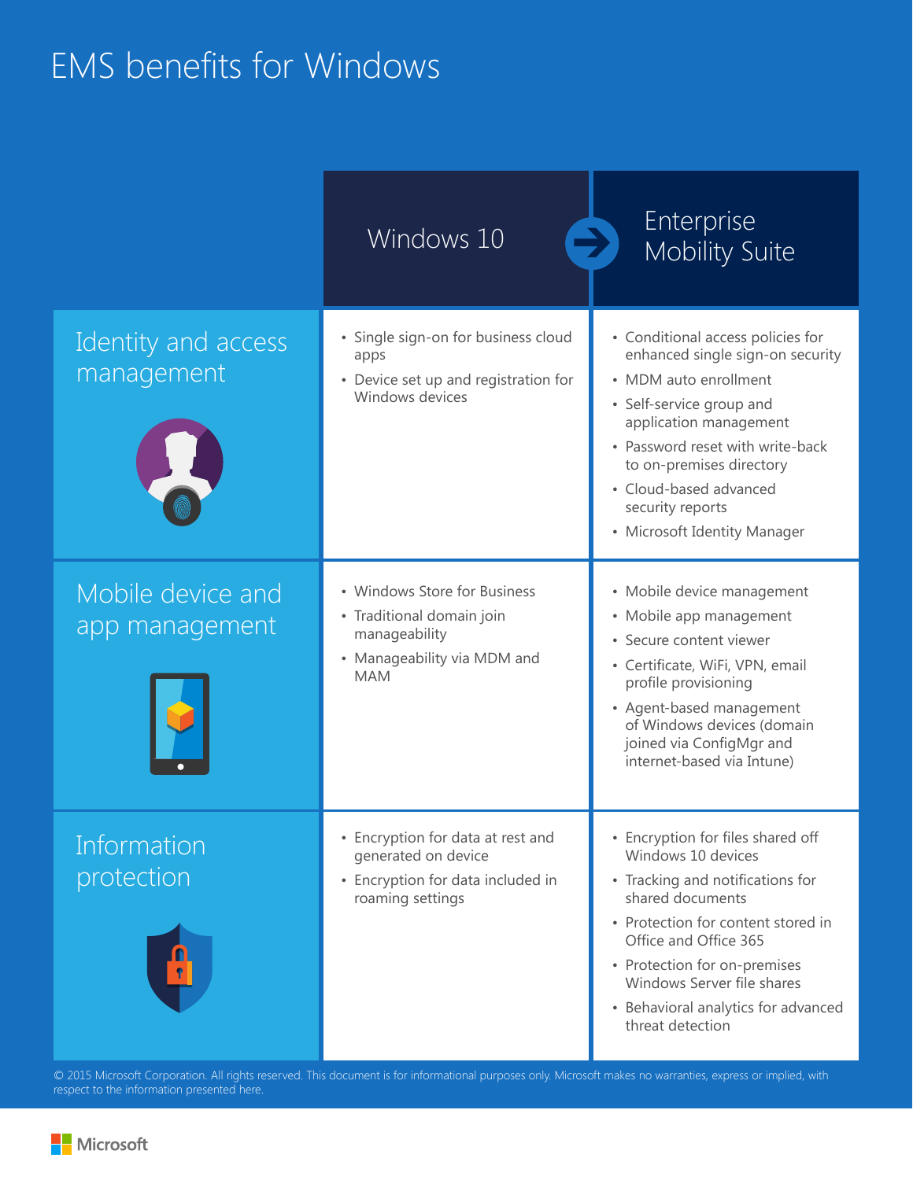# EMS benefits for Windows

| | Windows 10 | Enterprise Mobility Suite |
|---|---|---|
| Identity and access management | • Single sign-on for business cloud apps<br>• Device set up and registration for Windows devices | • Conditional access policies for enhanced single sign-on security<br>• MDM auto enrollment<br>• Self-service group and application management<br>• Password reset with write-back to on-premises directory<br>• Cloud-based advanced security reports<br>• Microsoft Identity Manager |
| Mobile device and app management | • Windows Store for Business<br>• Traditional domain join manageability<br>• Manageability via MDM and MAM | • Mobile device management<br>• Mobile app management<br>• Secure content viewer<br>• Certificate, WiFi, VPN, email profile provisioning<br>• Agent-based management of Windows devices (domain joined via ConfigMgr and internet-based via Intune) |
| Information protection | • Encryption for data at rest and generated on device<br>• Encryption for data included in roaming settings | • Encryption for files shared off Windows 10 devices<br>• Tracking and notifications for shared documents<br>• Protection for content stored in Office and Office 365<br>• Protection for on-premises Windows Server file shares<br>• Behavioral analytics for advanced threat detection |

© 2015 Microsoft Corporation. All rights reserved. This document is for informational purposes only. Microsoft makes no warranties, express or implied, with respect to the information presented here.

Microsoft